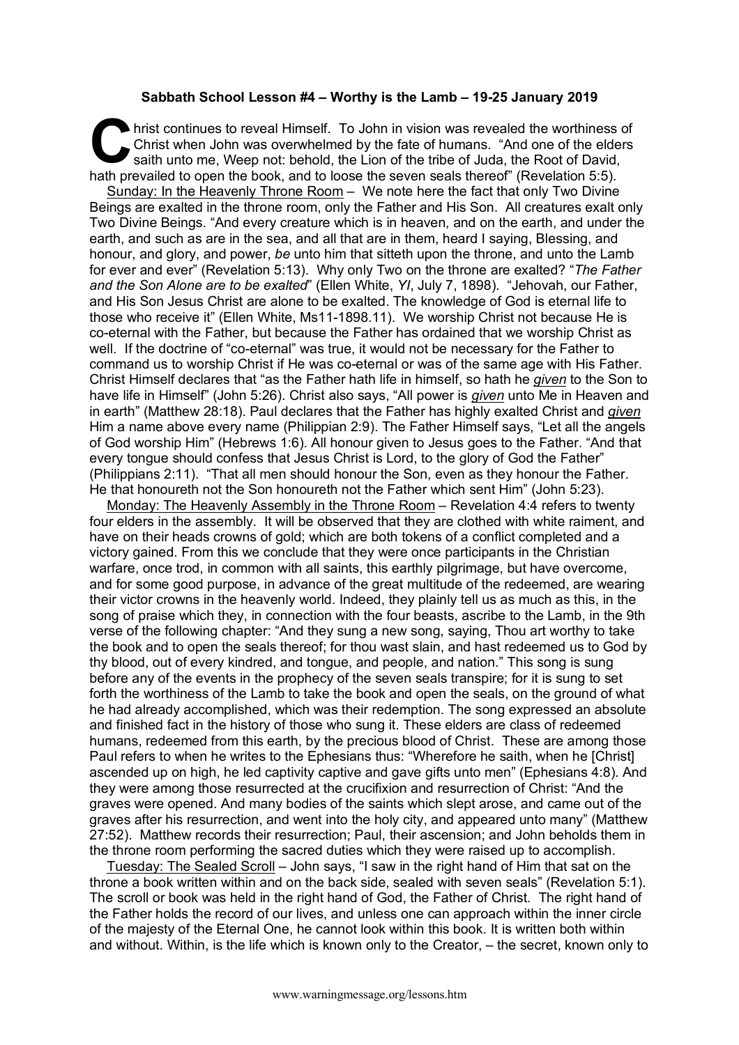**Sabbath School Lesson #4 – Worthy is the Lamb – 19-25 January 2019**

Christ continues to reveal Himself. To John in vision was revealed the worthiness of Christ when John was overwhelmed by the fate of humans. "And one of the elders saith unto me, Weep not: behold, the Lion of the tribe of Juda, the Root of David, hath prevailed to open the book, and to loose the seven seals thereof" (Revelation 5:5).

Sunday: In the Heavenly Throne Room – We note here the fact that only Two Divine Beings are exalted in the throne room, only the Father and His Son. All creatures exalt only Two Divine Beings. "And every creature which is in heaven, and on the earth, and under the earth, and such as are in the sea, and all that are in them, heard I saying, Blessing, and honour, and glory, and power, *be* unto him that sitteth upon the throne, and unto the Lamb for ever and ever" (Revelation 5:13). Why only Two on the throne are exalted? "*The Father and the Son Alone are to be exalted*" (Ellen White, *YI*, July 7, 1898). "Jehovah, our Father, and His Son Jesus Christ are alone to be exalted. The knowledge of God is eternal life to those who receive it" (Ellen White, Ms11-1898.11). We worship Christ not because He is co-eternal with the Father, but because the Father has ordained that we worship Christ as well. If the doctrine of "co-eternal" was true, it would not be necessary for the Father to command us to worship Christ if He was co-eternal or was of the same age with His Father. Christ Himself declares that "as the Father hath life in himself, so hath he *given* to the Son to have life in Himself" (John 5:26). Christ also says, "All power is *given* unto Me in Heaven and in earth" (Matthew 28:18). Paul declares that the Father has highly exalted Christ and *given* Him a name above every name (Philippian 2:9). The Father Himself says, "Let all the angels of God worship Him" (Hebrews 1:6). All honour given to Jesus goes to the Father. "And that every tongue should confess that Jesus Christ is Lord, to the glory of God the Father" (Philippians 2:11). "That all men should honour the Son, even as they honour the Father. He that honoureth not the Son honoureth not the Father which sent Him" (John 5:23).

Monday: The Heavenly Assembly in the Throne Room – Revelation 4:4 refers to twenty four elders in the assembly. It will be observed that they are clothed with white raiment, and have on their heads crowns of gold; which are both tokens of a conflict completed and a victory gained. From this we conclude that they were once participants in the Christian warfare, once trod, in common with all saints, this earthly pilgrimage, but have overcome, and for some good purpose, in advance of the great multitude of the redeemed, are wearing their victor crowns in the heavenly world. Indeed, they plainly tell us as much as this, in the song of praise which they, in connection with the four beasts, ascribe to the Lamb, in the 9th verse of the following chapter: "And they sung a new song, saying, Thou art worthy to take the book and to open the seals thereof; for thou wast slain, and hast redeemed us to God by thy blood, out of every kindred, and tongue, and people, and nation." This song is sung before any of the events in the prophecy of the seven seals transpire; for it is sung to set forth the worthiness of the Lamb to take the book and open the seals, on the ground of what he had already accomplished, which was their redemption. The song expressed an absolute and finished fact in the history of those who sung it. These elders are class of redeemed humans, redeemed from this earth, by the precious blood of Christ. These are among those Paul refers to when he writes to the Ephesians thus: "Wherefore he saith, when he [Christ] ascended up on high, he led captivity captive and gave gifts unto men" (Ephesians 4:8). And they were among those resurrected at the crucifixion and resurrection of Christ: "And the graves were opened. And many bodies of the saints which slept arose, and came out of the graves after his resurrection, and went into the holy city, and appeared unto many" (Matthew 27:52). Matthew records their resurrection; Paul, their ascension; and John beholds them in the throne room performing the sacred duties which they were raised up to accomplish.

Tuesday: The Sealed Scroll – John says, "I saw in the right hand of Him that sat on the throne a book written within and on the back side, sealed with seven seals" (Revelation 5:1). The scroll or book was held in the right hand of God, the Father of Christ. The right hand of the Father holds the record of our lives, and unless one can approach within the inner circle of the majesty of the Eternal One, he cannot look within this book. It is written both within and without. Within, is the life which is known only to the Creator, – the secret, known only to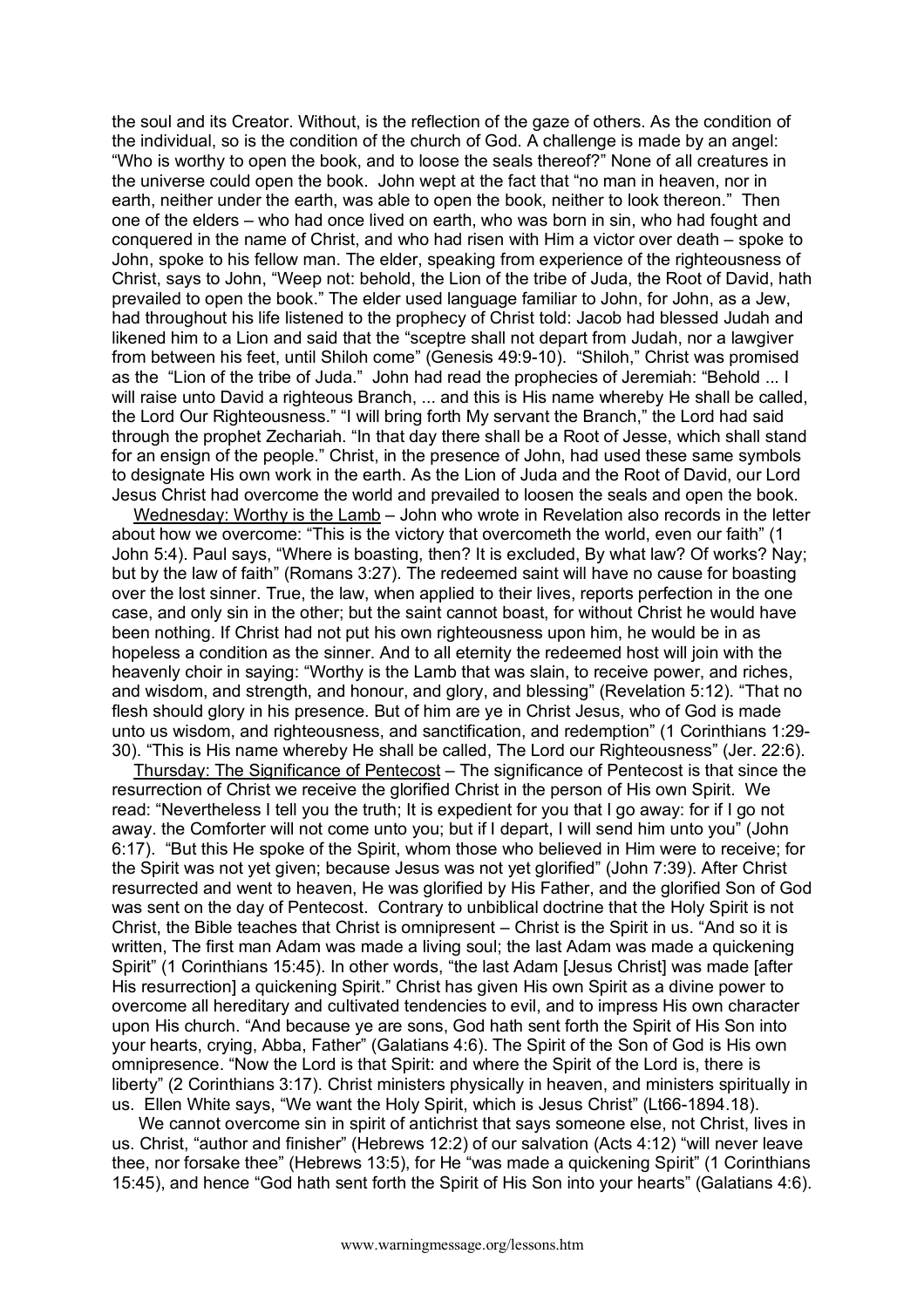the soul and its Creator. Without, is the reflection of the gaze of others. As the condition of the individual, so is the condition of the church of God. A challenge is made by an angel: "Who is worthy to open the book, and to loose the seals thereof?" None of all creatures in the universe could open the book. John wept at the fact that "no man in heaven, nor in earth, neither under the earth, was able to open the book, neither to look thereon." Then one of the elders – who had once lived on earth, who was born in sin, who had fought and conquered in the name of Christ, and who had risen with Him a victor over death – spoke to John, spoke to his fellow man. The elder, speaking from experience of the righteousness of Christ, says to John, "Weep not: behold, the Lion of the tribe of Juda, the Root of David, hath prevailed to open the book." The elder used language familiar to John, for John, as a Jew, had throughout his life listened to the prophecy of Christ told: Jacob had blessed Judah and likened him to a Lion and said that the "sceptre shall not depart from Judah, nor a lawgiver from between his feet, until Shiloh come" (Genesis 49:9-10). "Shiloh," Christ was promised as the "Lion of the tribe of Juda." John had read the prophecies of Jeremiah: "Behold ... I will raise unto David a righteous Branch, ... and this is His name whereby He shall be called, the Lord Our Righteousness." "I will bring forth My servant the Branch," the Lord had said through the prophet Zechariah. "In that day there shall be a Root of Jesse, which shall stand for an ensign of the people." Christ, in the presence of John, had used these same symbols to designate His own work in the earth. As the Lion of Juda and the Root of David, our Lord Jesus Christ had overcome the world and prevailed to loosen the seals and open the book.

Wednesday: Worthy is the Lamb – John who wrote in Revelation also records in the letter about how we overcome: "This is the victory that overcometh the world, even our faith" (1 John 5:4). Paul says, "Where is boasting, then? It is excluded, By what law? Of works? Nay; but by the law of faith" (Romans 3:27). The redeemed saint will have no cause for boasting over the lost sinner. True, the law, when applied to their lives, reports perfection in the one case, and only sin in the other; but the saint cannot boast, for without Christ he would have been nothing. If Christ had not put his own righteousness upon him, he would be in as hopeless a condition as the sinner. And to all eternity the redeemed host will join with the heavenly choir in saying: "Worthy is the Lamb that was slain, to receive power, and riches, and wisdom, and strength, and honour, and glory, and blessing" (Revelation 5:12). "That no flesh should glory in his presence. But of him are ye in Christ Jesus, who of God is made unto us wisdom, and righteousness, and sanctification, and redemption" (1 Corinthians 1:29-30). "This is His name whereby He shall be called, The Lord our Righteousness" (Jer. 22:6).

Thursday: The Significance of Pentecost – The significance of Pentecost is that since the resurrection of Christ we receive the glorified Christ in the person of His own Spirit. We read: "Nevertheless I tell you the truth; It is expedient for you that I go away: for if I go not away. the Comforter will not come unto you; but if I depart, I will send him unto you" (John 6:17). "But this He spoke of the Spirit, whom those who believed in Him were to receive; for the Spirit was not yet given; because Jesus was not yet glorified" (John 7:39). After Christ resurrected and went to heaven, He was glorified by His Father, and the glorified Son of God was sent on the day of Pentecost. Contrary to unbiblical doctrine that the Holy Spirit is not Christ, the Bible teaches that Christ is omnipresent – Christ is the Spirit in us. "And so it is written, The first man Adam was made a living soul; the last Adam was made a quickening Spirit" (1 Corinthians 15:45). In other words, "the last Adam [Jesus Christ] was made [after His resurrection] a quickening Spirit." Christ has given His own Spirit as a divine power to overcome all hereditary and cultivated tendencies to evil, and to impress His own character upon His church. "And because ye are sons, God hath sent forth the Spirit of His Son into your hearts, crying, Abba, Father" (Galatians 4:6). The Spirit of the Son of God is His own omnipresence. "Now the Lord is that Spirit: and where the Spirit of the Lord is, there is liberty" (2 Corinthians 3:17). Christ ministers physically in heaven, and ministers spiritually in us. Ellen White says, "We want the Holy Spirit, which is Jesus Christ" (Lt66-1894.18).

We cannot overcome sin in spirit of antichrist that says someone else, not Christ, lives in us. Christ, "author and finisher" (Hebrews 12:2) of our salvation (Acts 4:12) "will never leave thee, nor forsake thee" (Hebrews 13:5), for He "was made a quickening Spirit" (1 Corinthians 15:45), and hence "God hath sent forth the Spirit of His Son into your hearts" (Galatians 4:6).

www.warningmessage.org/lessons.htm